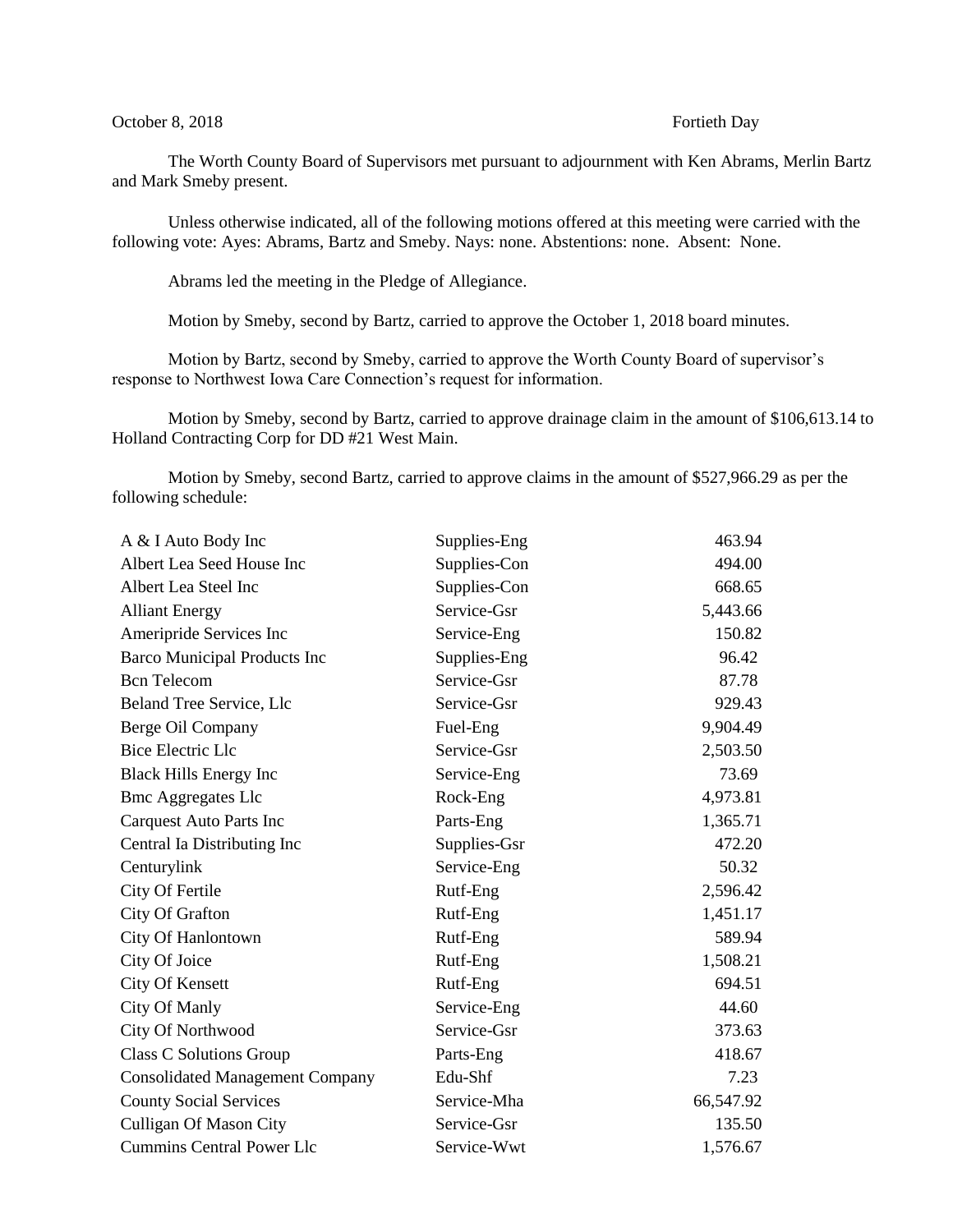October 8, 2018 Fortieth Day

The Worth County Board of Supervisors met pursuant to adjournment with Ken Abrams, Merlin Bartz and Mark Smeby present.

Unless otherwise indicated, all of the following motions offered at this meeting were carried with the following vote: Ayes: Abrams, Bartz and Smeby. Nays: none. Abstentions: none. Absent: None.

Abrams led the meeting in the Pledge of Allegiance.

Motion by Smeby, second by Bartz, carried to approve the October 1, 2018 board minutes.

Motion by Bartz, second by Smeby, carried to approve the Worth County Board of supervisor's response to Northwest Iowa Care Connection's request for information.

Motion by Smeby, second by Bartz, carried to approve drainage claim in the amount of $106,613.14 to Holland Contracting Corp for DD #21 West Main.

Motion by Smeby, second Bartz, carried to approve claims in the amount of $527,966.29 as per the following schedule:

| | | |
|---|---|---|
| A & I Auto Body Inc | Supplies-Eng | 463.94 |
| Albert Lea Seed House Inc | Supplies-Con | 494.00 |
| Albert Lea Steel Inc | Supplies-Con | 668.65 |
| Alliant Energy | Service-Gsr | 5,443.66 |
| Ameripride Services Inc | Service-Eng | 150.82 |
| Barco Municipal Products Inc | Supplies-Eng | 96.42 |
| Bcn Telecom | Service-Gsr | 87.78 |
| Beland Tree Service, Llc | Service-Gsr | 929.43 |
| Berge Oil Company | Fuel-Eng | 9,904.49 |
| Bice Electric Llc | Service-Gsr | 2,503.50 |
| Black Hills Energy Inc | Service-Eng | 73.69 |
| Bmc Aggregates Llc | Rock-Eng | 4,973.81 |
| Carquest Auto Parts Inc | Parts-Eng | 1,365.71 |
| Central Ia Distributing Inc | Supplies-Gsr | 472.20 |
| Centurylink | Service-Eng | 50.32 |
| City Of Fertile | Rutf-Eng | 2,596.42 |
| City Of Grafton | Rutf-Eng | 1,451.17 |
| City Of Hanlontown | Rutf-Eng | 589.94 |
| City Of Joice | Rutf-Eng | 1,508.21 |
| City Of Kensett | Rutf-Eng | 694.51 |
| City Of Manly | Service-Eng | 44.60 |
| City Of Northwood | Service-Gsr | 373.63 |
| Class C Solutions Group | Parts-Eng | 418.67 |
| Consolidated Management Company | Edu-Shf | 7.23 |
| County Social Services | Service-Mha | 66,547.92 |
| Culligan Of Mason City | Service-Gsr | 135.50 |
| Cummins Central Power Llc | Service-Wwt | 1,576.67 |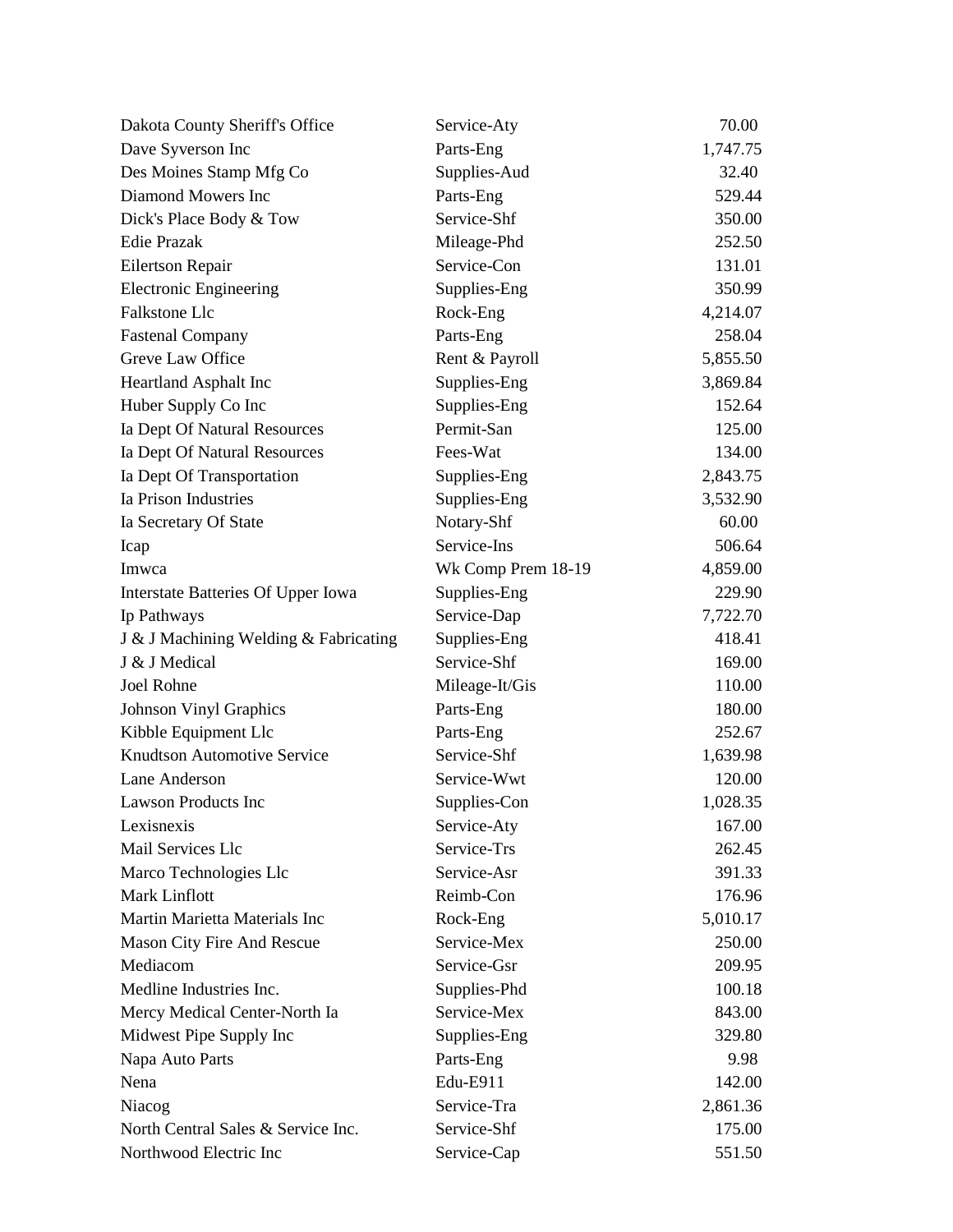| | | |
|---|---|---|
| Dakota County Sheriff's Office | Service-Aty | 70.00 |
| Dave Syverson Inc | Parts-Eng | 1,747.75 |
| Des Moines Stamp Mfg Co | Supplies-Aud | 32.40 |
| Diamond Mowers Inc | Parts-Eng | 529.44 |
| Dick's Place Body & Tow | Service-Shf | 350.00 |
| Edie Prazak | Mileage-Phd | 252.50 |
| Eilertson Repair | Service-Con | 131.01 |
| Electronic Engineering | Supplies-Eng | 350.99 |
| Falkstone Llc | Rock-Eng | 4,214.07 |
| Fastenal Company | Parts-Eng | 258.04 |
| Greve Law Office | Rent & Payroll | 5,855.50 |
| Heartland Asphalt Inc | Supplies-Eng | 3,869.84 |
| Huber Supply Co Inc | Supplies-Eng | 152.64 |
| Ia Dept Of Natural Resources | Permit-San | 125.00 |
| Ia Dept Of Natural Resources | Fees-Wat | 134.00 |
| Ia Dept Of Transportation | Supplies-Eng | 2,843.75 |
| Ia Prison Industries | Supplies-Eng | 3,532.90 |
| Ia Secretary Of State | Notary-Shf | 60.00 |
| Icap | Service-Ins | 506.64 |
| Imwca | Wk Comp Prem 18-19 | 4,859.00 |
| Interstate Batteries Of Upper Iowa | Supplies-Eng | 229.90 |
| Ip Pathways | Service-Dap | 7,722.70 |
| J & J Machining Welding & Fabricating | Supplies-Eng | 418.41 |
| J & J Medical | Service-Shf | 169.00 |
| Joel Rohne | Mileage-It/Gis | 110.00 |
| Johnson Vinyl Graphics | Parts-Eng | 180.00 |
| Kibble Equipment Llc | Parts-Eng | 252.67 |
| Knudtson Automotive Service | Service-Shf | 1,639.98 |
| Lane Anderson | Service-Wwt | 120.00 |
| Lawson Products Inc | Supplies-Con | 1,028.35 |
| Lexisnexis | Service-Aty | 167.00 |
| Mail Services Llc | Service-Trs | 262.45 |
| Marco Technologies Llc | Service-Asr | 391.33 |
| Mark Linflott | Reimb-Con | 176.96 |
| Martin Marietta Materials Inc | Rock-Eng | 5,010.17 |
| Mason City Fire And Rescue | Service-Mex | 250.00 |
| Mediacom | Service-Gsr | 209.95 |
| Medline Industries Inc. | Supplies-Phd | 100.18 |
| Mercy Medical Center-North Ia | Service-Mex | 843.00 |
| Midwest Pipe Supply Inc | Supplies-Eng | 329.80 |
| Napa Auto Parts | Parts-Eng | 9.98 |
| Nena | Edu-E911 | 142.00 |
| Niacog | Service-Tra | 2,861.36 |
| North Central Sales & Service Inc. | Service-Shf | 175.00 |
| Northwood Electric Inc | Service-Cap | 551.50 |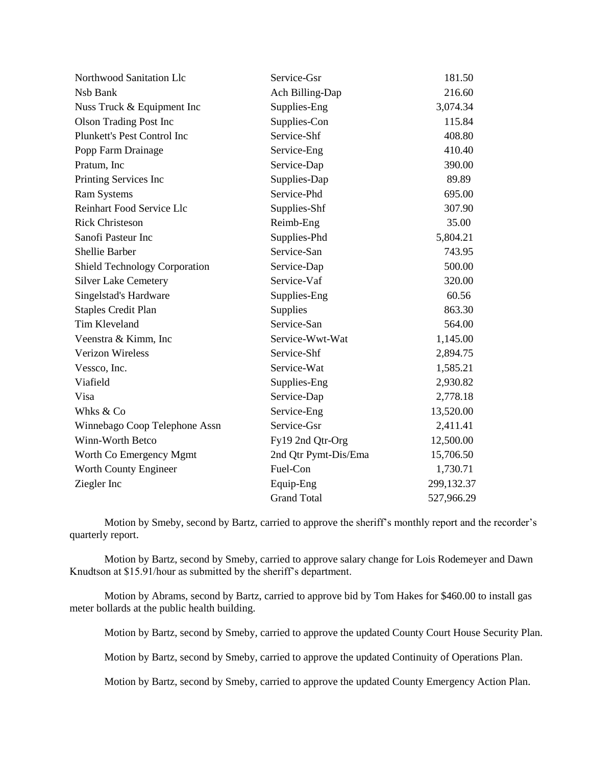| | | |
|---|---|---|
| Northwood Sanitation Llc | Service-Gsr | 181.50 |
| Nsb Bank | Ach Billing-Dap | 216.60 |
| Nuss Truck & Equipment Inc | Supplies-Eng | 3,074.34 |
| Olson Trading Post Inc | Supplies-Con | 115.84 |
| Plunkett's Pest Control Inc | Service-Shf | 408.80 |
| Popp Farm Drainage | Service-Eng | 410.40 |
| Pratum, Inc | Service-Dap | 390.00 |
| Printing Services Inc | Supplies-Dap | 89.89 |
| Ram Systems | Service-Phd | 695.00 |
| Reinhart Food Service Llc | Supplies-Shf | 307.90 |
| Rick Christeson | Reimb-Eng | 35.00 |
| Sanofi Pasteur Inc | Supplies-Phd | 5,804.21 |
| Shellie Barber | Service-San | 743.95 |
| Shield Technology Corporation | Service-Dap | 500.00 |
| Silver Lake Cemetery | Service-Vaf | 320.00 |
| Singelstad's Hardware | Supplies-Eng | 60.56 |
| Staples Credit Plan | Supplies | 863.30 |
| Tim Kleveland | Service-San | 564.00 |
| Veenstra & Kimm, Inc | Service-Wwt-Wat | 1,145.00 |
| Verizon Wireless | Service-Shf | 2,894.75 |
| Vessco, Inc. | Service-Wat | 1,585.21 |
| Viafield | Supplies-Eng | 2,930.82 |
| Visa | Service-Dap | 2,778.18 |
| Whks & Co | Service-Eng | 13,520.00 |
| Winnebago Coop Telephone Assn | Service-Gsr | 2,411.41 |
| Winn-Worth Betco | Fy19 2nd Qtr-Org | 12,500.00 |
| Worth Co Emergency Mgmt | 2nd Qtr Pymt-Dis/Ema | 15,706.50 |
| Worth County Engineer | Fuel-Con | 1,730.71 |
| Ziegler Inc | Equip-Eng | 299,132.37 |
| | Grand Total | 527,966.29 |

Motion by Smeby, second by Bartz, carried to approve the sheriff's monthly report and the recorder's quarterly report.

Motion by Bartz, second by Smeby, carried to approve salary change for Lois Rodemeyer and Dawn Knudtson at $15.91/hour as submitted by the sheriff's department.

Motion by Abrams, second by Bartz, carried to approve bid by Tom Hakes for $460.00 to install gas meter bollards at the public health building.

Motion by Bartz, second by Smeby, carried to approve the updated County Court House Security Plan.

Motion by Bartz, second by Smeby, carried to approve the updated Continuity of Operations Plan.

Motion by Bartz, second by Smeby, carried to approve the updated County Emergency Action Plan.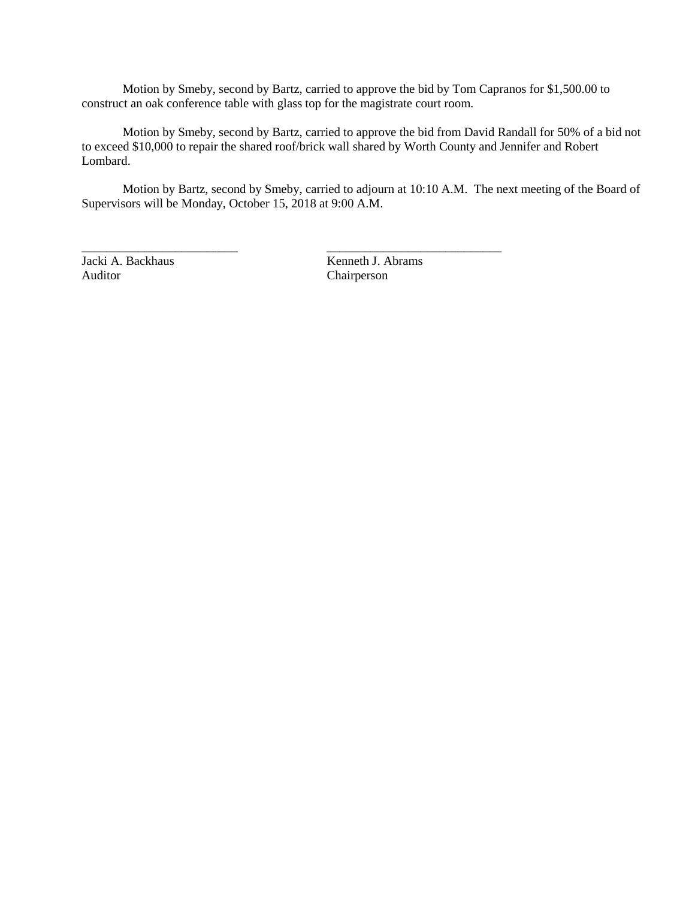Motion by Smeby, second by Bartz, carried to approve the bid by Tom Capranos for $1,500.00 to construct an oak conference table with glass top for the magistrate court room.

Motion by Smeby, second by Bartz, carried to approve the bid from David Randall for 50% of a bid not to exceed $10,000 to repair the shared roof/brick wall shared by Worth County and Jennifer and Robert Lombard.

Motion by Bartz, second by Smeby, carried to adjourn at 10:10 A.M.  The next meeting of the Board of Supervisors will be Monday, October 15, 2018 at 9:00 A.M.

| | |
|---|---|
| _________________________ | ____________________________ |
| Jacki A. Backhaus | Kenneth J. Abrams |
| Auditor | Chairperson |